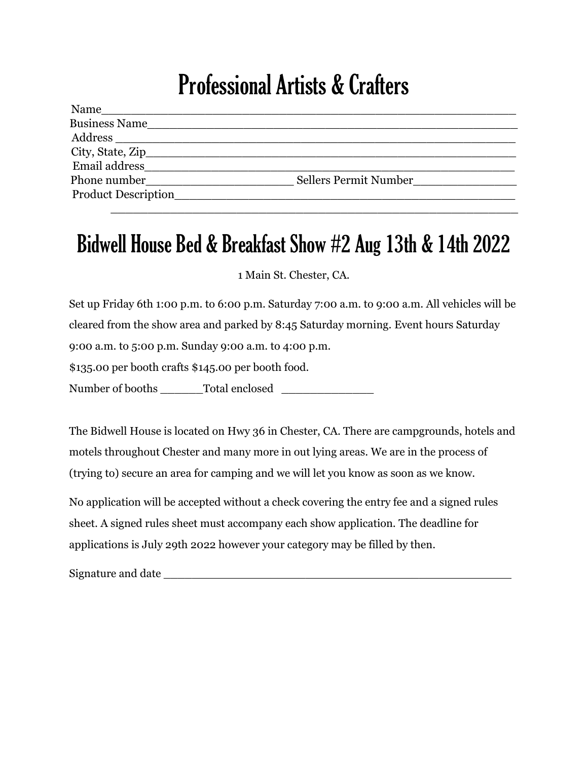# Professional Artists & Crafters

Name_______________________________________________________

Business Name_______________________________________________

Address ____________________________________________________

City, State, Zip_______________________________________________

Email address_________________________________________________

Phone number______________________ Sellers Permit Number________________

Product Description_____________________________________________

_____________________________________________________________

# Bidwell House Bed & Breakfast Show #2 Aug 13th & 14th 2022

1 Main St. Chester, CA.

Set up Friday 6th 1:00 p.m. to 6:00 p.m. Saturday 7:00 a.m. to 9:00 a.m. All vehicles will be cleared from the show area and parked by 8:45 Saturday morning. Event hours Saturday 9:00 a.m. to 5:00 p.m. Sunday 9:00 a.m. to 4:00 p.m.

$135.00 per booth crafts $145.00 per booth food.

Number of booths ______Total enclosed ______________

The Bidwell House is located on Hwy 36 in Chester, CA. There are campgrounds, hotels and motels throughout Chester and many more in out lying areas. We are in the process of (trying to) secure an area for camping and we will let you know as soon as we know.

No application will be accepted without a check covering the entry fee and a signed rules sheet. A signed rules sheet must accompany each show application. The deadline for applications is July 29th 2022 however your category may be filled by then.

Signature and date ___________________________________________________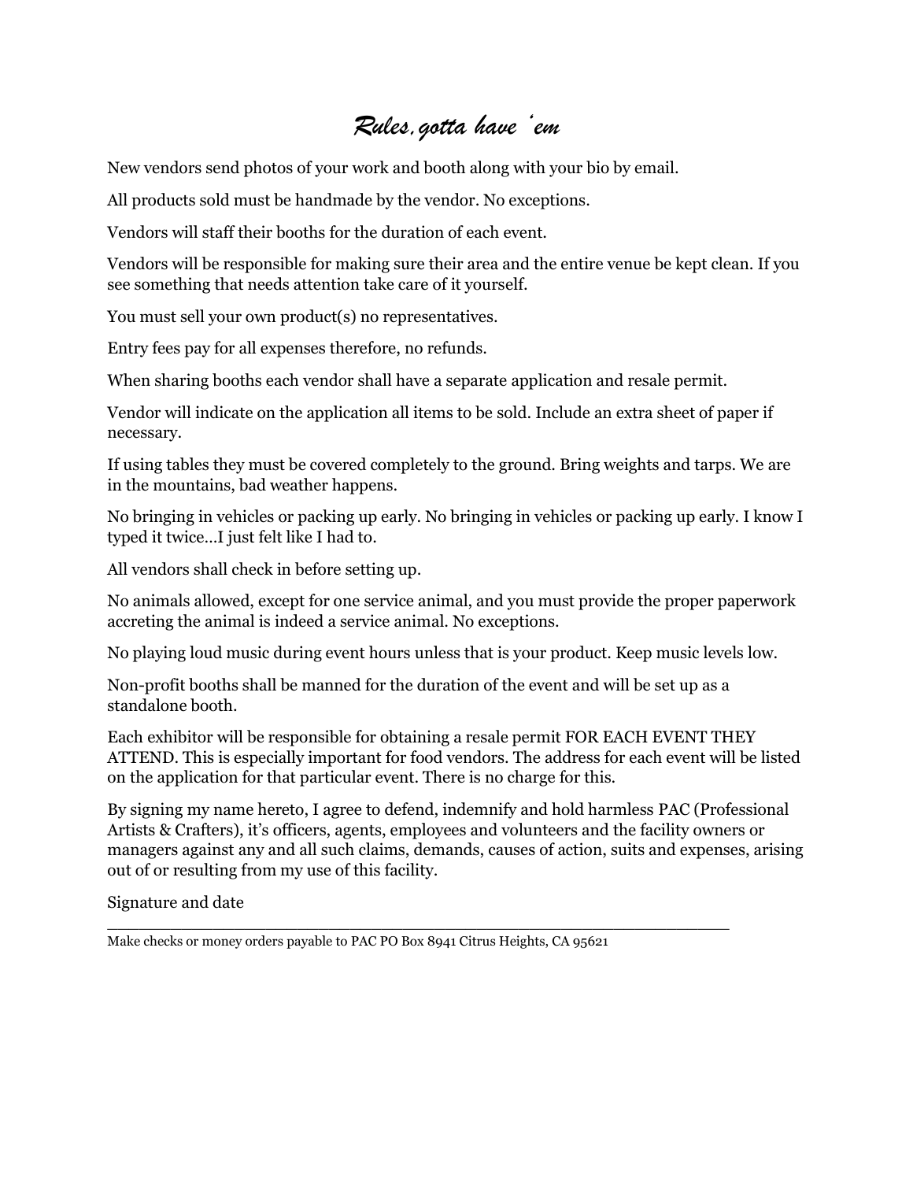# *Rules, gotta have 'em*

New vendors send photos of your work and booth along with your bio by email.

All products sold must be handmade by the vendor. No exceptions.

Vendors will staff their booths for the duration of each event.

Vendors will be responsible for making sure their area and the entire venue be kept clean. If you see something that needs attention take care of it yourself.

You must sell your own product(s) no representatives.

Entry fees pay for all expenses therefore, no refunds.

When sharing booths each vendor shall have a separate application and resale permit.

Vendor will indicate on the application all items to be sold. Include an extra sheet of paper if necessary.

If using tables they must be covered completely to the ground. Bring weights and tarps. We are in the mountains, bad weather happens.

No bringing in vehicles or packing up early. No bringing in vehicles or packing up early. I know I typed it twice…I just felt like I had to.

All vendors shall check in before setting up.

No animals allowed, except for one service animal, and you must provide the proper paperwork accreting the animal is indeed a service animal. No exceptions.

No playing loud music during event hours unless that is your product. Keep music levels low.

Non-profit booths shall be manned for the duration of the event and will be set up as a standalone booth.

Each exhibitor will be responsible for obtaining a resale permit FOR EACH EVENT THEY ATTEND. This is especially important for food vendors. The address for each event will be listed on the application for that particular event. There is no charge for this.

By signing my name hereto, I agree to defend, indemnify and hold harmless PAC (Professional Artists & Crafters), it's officers, agents, employees and volunteers and the facility owners or managers against any and all such claims, demands, causes of action, suits and expenses, arising out of or resulting from my use of this facility.

Signature and date

___________________________________________________________________

Make checks or money orders payable to PAC PO Box 8941 Citrus Heights, CA 95621